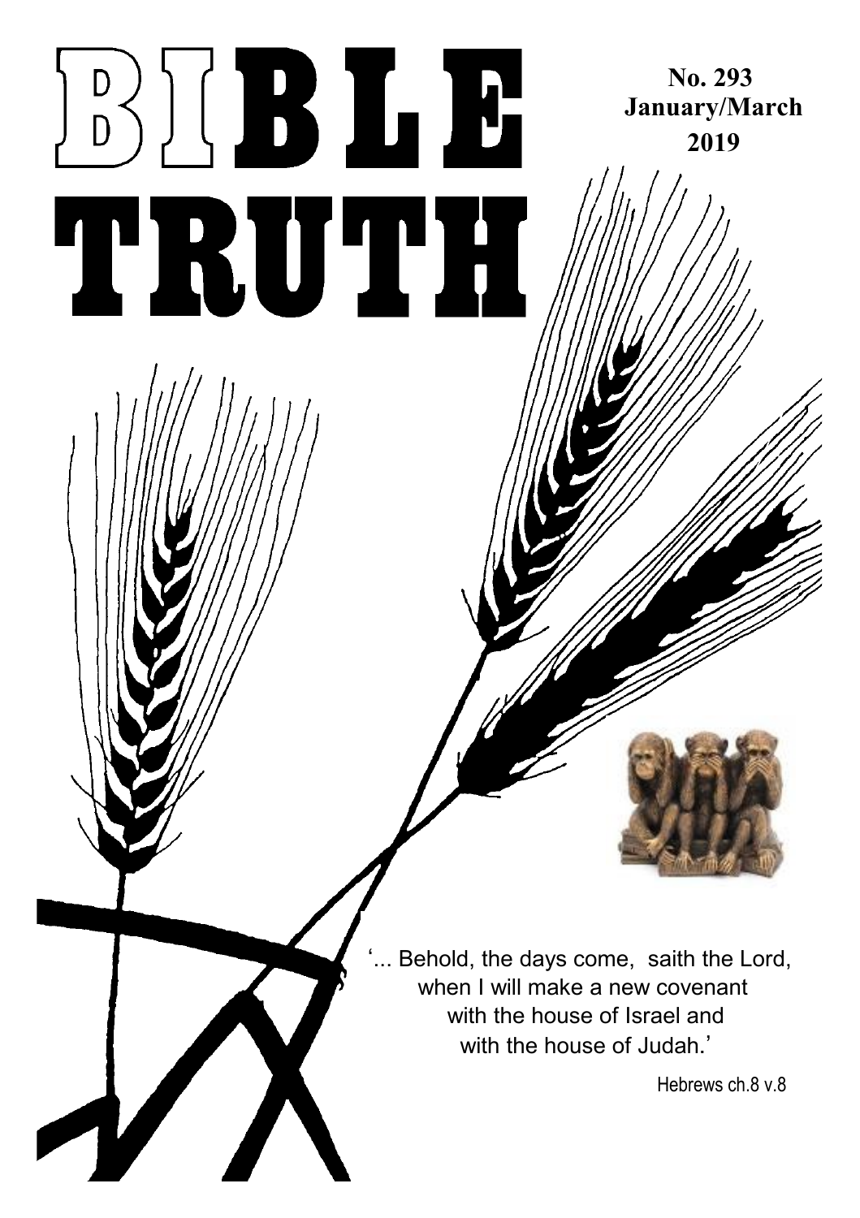# BIBLE TRUTH

**No. 293**
**January/March**
**2019**

'... Behold, the days come, saith the Lord,
when I will make a new covenant
with the house of Israel and
with the house of Judah.'

Hebrews ch.8 v.8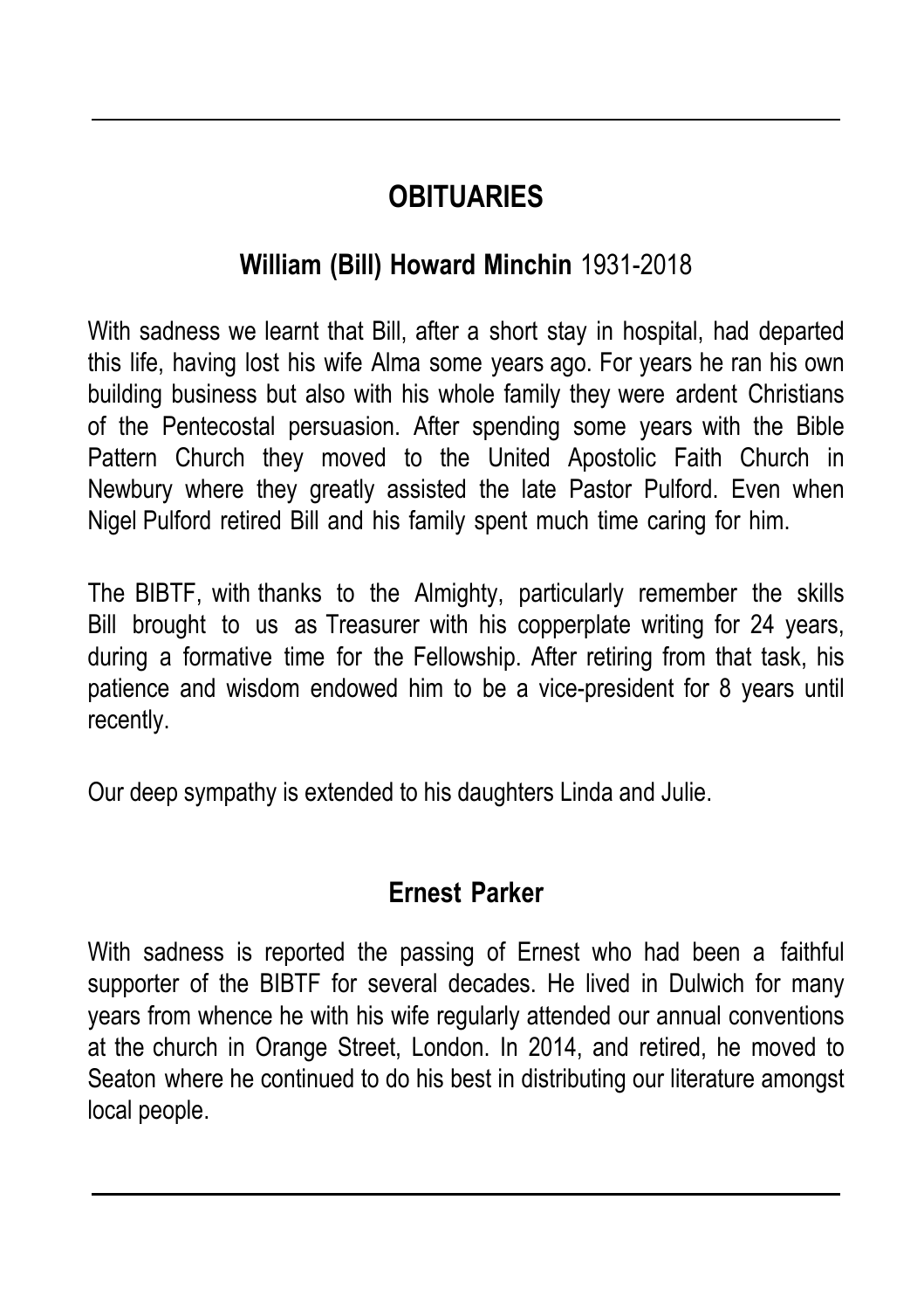# OBITUARIES

## **William (Bill) Howard Minchin** 1931-2018

With sadness we learnt that Bill, after a short stay in hospital, had departed this life, having lost his wife Alma some years ago. For years he ran his own building business but also with his whole family they were ardent Christians of the Pentecostal persuasion. After spending some years with the Bible Pattern Church they moved to the United Apostolic Faith Church in Newbury where they greatly assisted the late Pastor Pulford. Even when Nigel Pulford retired Bill and his family spent much time caring for him.

The BIBTF, with thanks to the Almighty, particularly remember the skills Bill brought to us as Treasurer with his copperplate writing for 24 years, during a formative time for the Fellowship. After retiring from that task, his patience and wisdom endowed him to be a vice-president for 8 years until recently.

Our deep sympathy is extended to his daughters Linda and Julie.

## Ernest Parker

With sadness is reported the passing of Ernest who had been a faithful supporter of the BIBTF for several decades. He lived in Dulwich for many years from whence he with his wife regularly attended our annual conventions at the church in Orange Street, London. In 2014, and retired, he moved to Seaton where he continued to do his best in distributing our literature amongst local people.